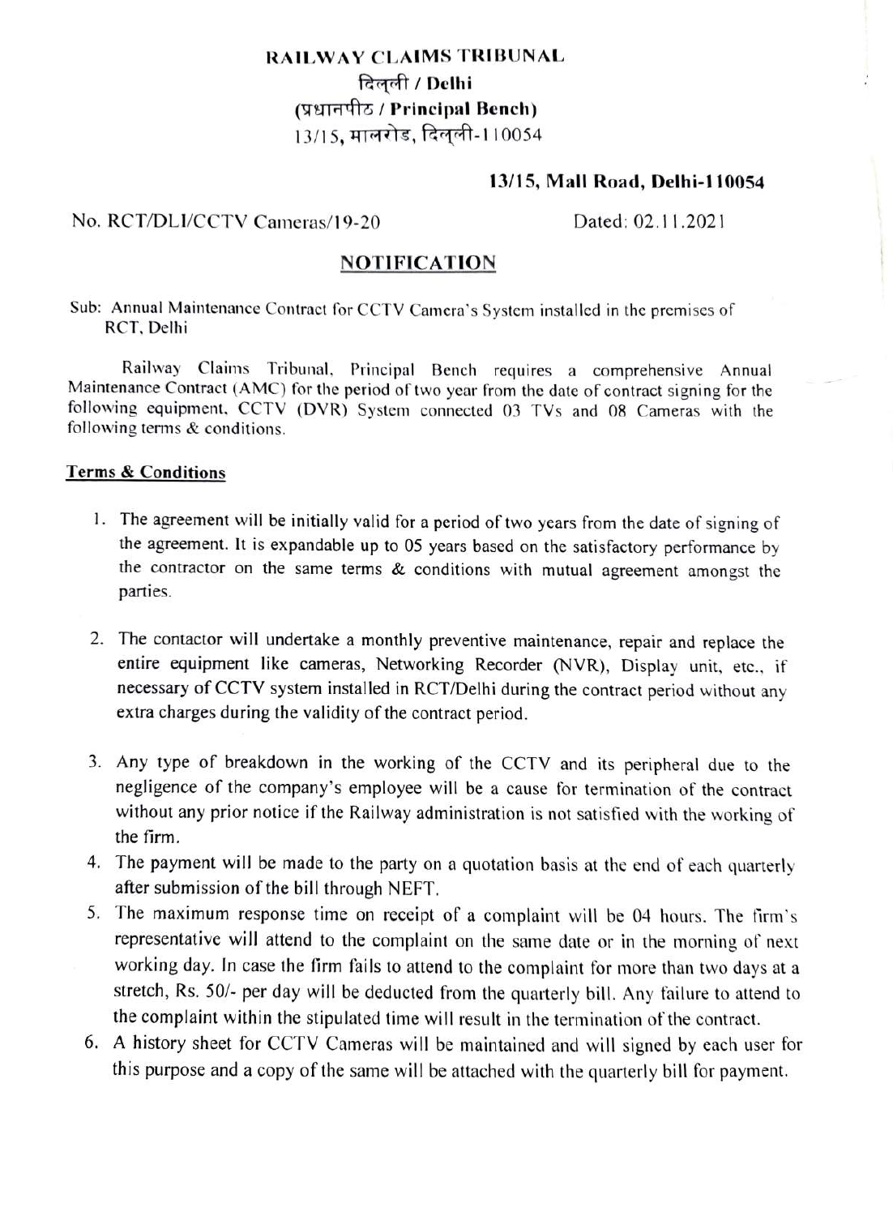# RAILWAY CLAIMS TRIBUNAL
## दिल्ली / Delhi
## (प्रधानपीठ / Principal Bench)
13/15, मालरोड, दिल्ली-110054

**13/15, Mall Road, Delhi-110054**

No. RCT/DLI/CCTV Cameras/19-20 Dated: 02.11.2021

## NOTIFICATION

Sub: Annual Maintenance Contract for CCTV Camera's System installed in the premises of RCT, Delhi

Railway Claims Tribunal, Principal Bench requires a comprehensive Annual Maintenance Contract (AMC) for the period of two year from the date of contract signing for the following equipment, CCTV (DVR) System connected 03 TVs and 08 Cameras with the following terms & conditions.

**Terms & Conditions**

1. The agreement will be initially valid for a period of two years from the date of signing of the agreement. It is expandable up to 05 years based on the satisfactory performance by the contractor on the same terms & conditions with mutual agreement amongst the parties.
2. The contactor will undertake a monthly preventive maintenance, repair and replace the entire equipment like cameras, Networking Recorder (NVR), Display unit, etc., if necessary of CCTV system installed in RCT/Delhi during the contract period without any extra charges during the validity of the contract period.
3. Any type of breakdown in the working of the CCTV and its peripheral due to the negligence of the company's employee will be a cause for termination of the contract without any prior notice if the Railway administration is not satisfied with the working of the firm.
4. The payment will be made to the party on a quotation basis at the end of each quarterly after submission of the bill through NEFT.
5. The maximum response time on receipt of a complaint will be 04 hours. The firm's representative will attend to the complaint on the same date or in the morning of next working day. In case the firm fails to attend to the complaint for more than two days at a stretch, Rs. 50/- per day will be deducted from the quarterly bill. Any failure to attend to the complaint within the stipulated time will result in the termination of the contract.
6. A history sheet for CCTV Cameras will be maintained and will signed by each user for this purpose and a copy of the same will be attached with the quarterly bill for payment.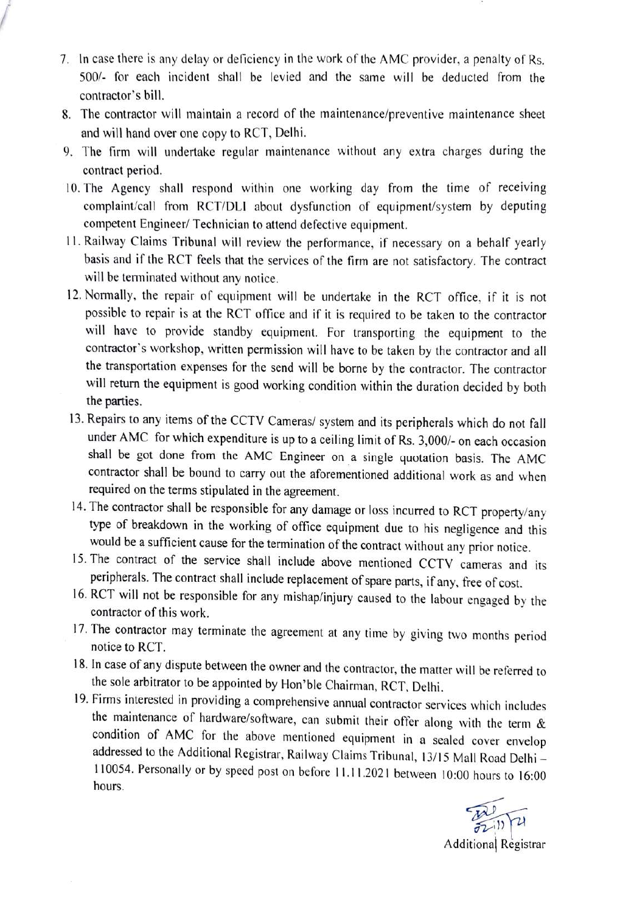7. In case there is any delay or deficiency in the work of the AMC provider, a penalty of Rs. 500/- for each incident shall be levied and the same will be deducted from the contractor's bill.
8. The contractor will maintain a record of the maintenance/preventive maintenance sheet and will hand over one copy to RCT, Delhi.
9. The firm will undertake regular maintenance without any extra charges during the contract period.
10. The Agency shall respond within one working day from the time of receiving complaint/call from RCT/DLI about dysfunction of equipment/system by deputing competent Engineer/ Technician to attend defective equipment.
11. Railway Claims Tribunal will review the performance, if necessary on a behalf yearly basis and if the RCT feels that the services of the firm are not satisfactory. The contract will be terminated without any notice.
12. Normally, the repair of equipment will be undertake in the RCT office, if it is not possible to repair is at the RCT office and if it is required to be taken to the contractor will have to provide standby equipment. For transporting the equipment to the contractor's workshop, written permission will have to be taken by the contractor and all the transportation expenses for the send will be borne by the contractor. The contractor will return the equipment is good working condition within the duration decided by both the parties.
13. Repairs to any items of the CCTV Cameras/ system and its peripherals which do not fall under AMC for which expenditure is up to a ceiling limit of Rs. 3,000/- on each occasion shall be got done from the AMC Engineer on a single quotation basis. The AMC contractor shall be bound to carry out the aforementioned additional work as and when required on the terms stipulated in the agreement.
14. The contractor shall be responsible for any damage or loss incurred to RCT property/any type of breakdown in the working of office equipment due to his negligence and this would be a sufficient cause for the termination of the contract without any prior notice.
15. The contract of the service shall include above mentioned CCTV cameras and its peripherals. The contract shall include replacement of spare parts, if any, free of cost.
16. RCT will not be responsible for any mishap/injury caused to the labour engaged by the contractor of this work.
17. The contractor may terminate the agreement at any time by giving two months period notice to RCT.
18. In case of any dispute between the owner and the contractor, the matter will be referred to the sole arbitrator to be appointed by Hon'ble Chairman, RCT, Delhi.
19. Firms interested in providing a comprehensive annual contractor services which includes the maintenance of hardware/software, can submit their offer along with the term & condition of AMC for the above mentioned equipment in a sealed cover envelop addressed to the Additional Registrar, Railway Claims Tribunal, 13/15 Mall Road Delhi – 110054. Personally or by speed post on before 11.11.2021 between 10:00 hours to 16:00 hours.

02/11/21

Additional Registrar